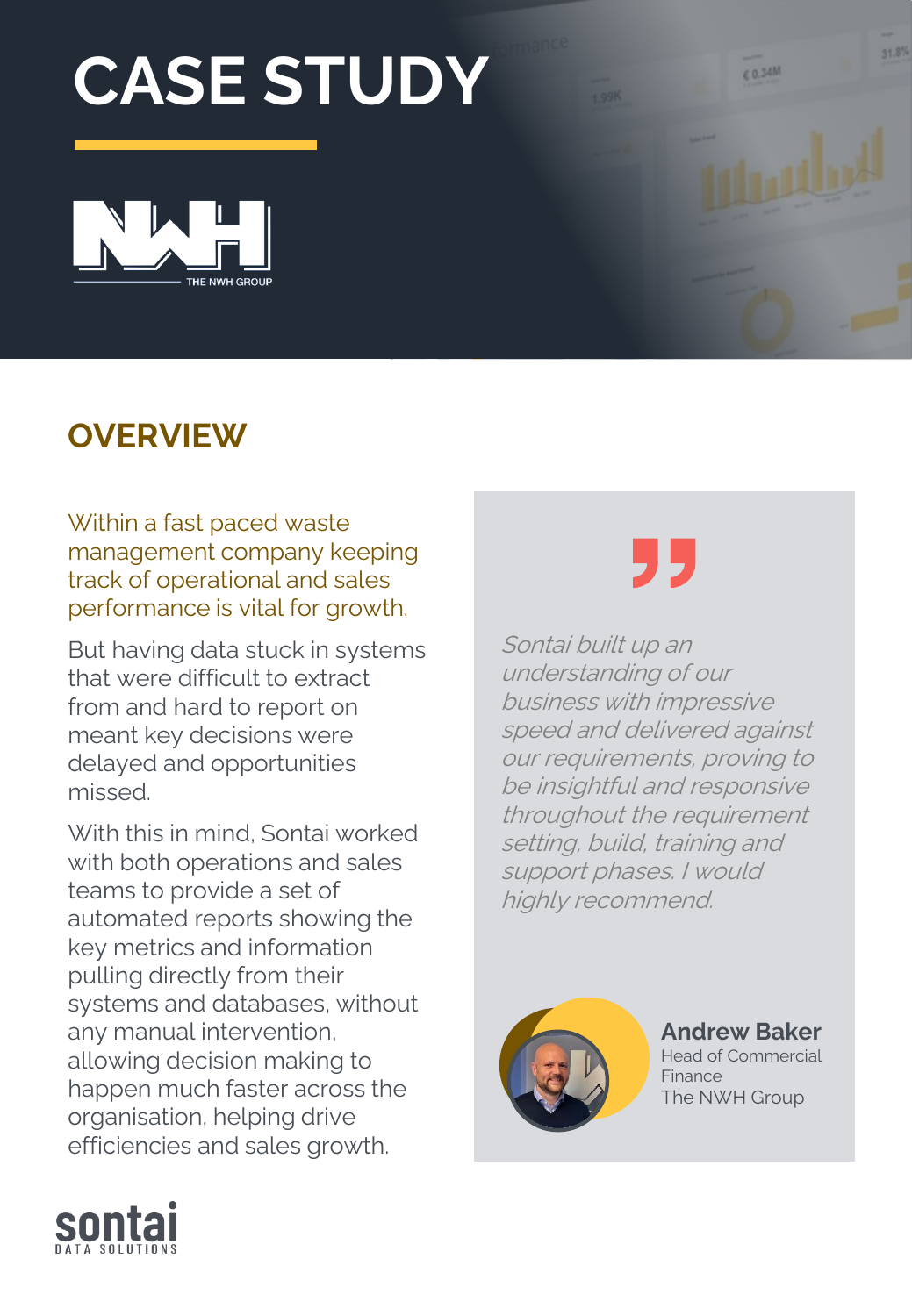# CASE STUDY

THE NWH GROUP

## OVERVIEW

Within a fast paced waste management company keeping track of operational and sales performance is vital for growth.

But having data stuck in systems that were difficult to extract from and hard to report on meant key decisions were delayed and opportunities missed.

With this in mind, Sontai worked with both operations and sales teams to provide a set of automated reports showing the key metrics and information pulling directly from their systems and databases, without any manual intervention, allowing decision making to happen much faster across the organisation, helping drive efficiencies and sales growth.

> *Sontai built up an understanding of our business with impressive speed and delivered against our requirements, proving to be insightful and responsive throughout the requirement setting, build, training and support phases. I would highly recommend.*
>
> **Andrew Baker**
> Head of Commercial Finance
> The NWH Group

sontai
DATA SOLUTIONS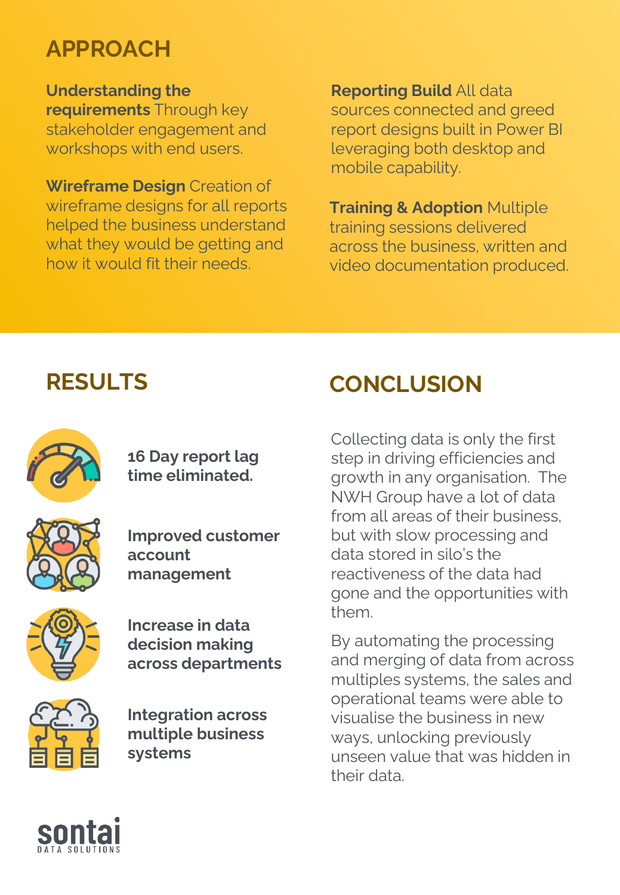## APPROACH

**Understanding the requirements** Through key stakeholder engagement and workshops with end users.

**Wireframe Design** Creation of wireframe designs for all reports helped the business understand what they would be getting and how it would fit their needs.

**Reporting Build** All data sources connected and greed report designs built in Power BI leveraging both desktop and mobile capability.

**Training & Adoption** Multiple training sessions delivered across the business, written and video documentation produced.

## RESULTS

**16 Day report lag time eliminated.**

**Improved customer account management**

**Increase in data decision making across departments**

**Integration across multiple business systems**

## CONCLUSION

Collecting data is only the first step in driving efficiencies and growth in any organisation. The NWH Group have a lot of data from all areas of their business, but with slow processing and data stored in silo's the reactiveness of the data had gone and the opportunities with them.

By automating the processing and merging of data from across multiples systems, the sales and operational teams were able to visualise the business in new ways, unlocking previously unseen value that was hidden in their data.

sontai
DATA SOLUTIONS